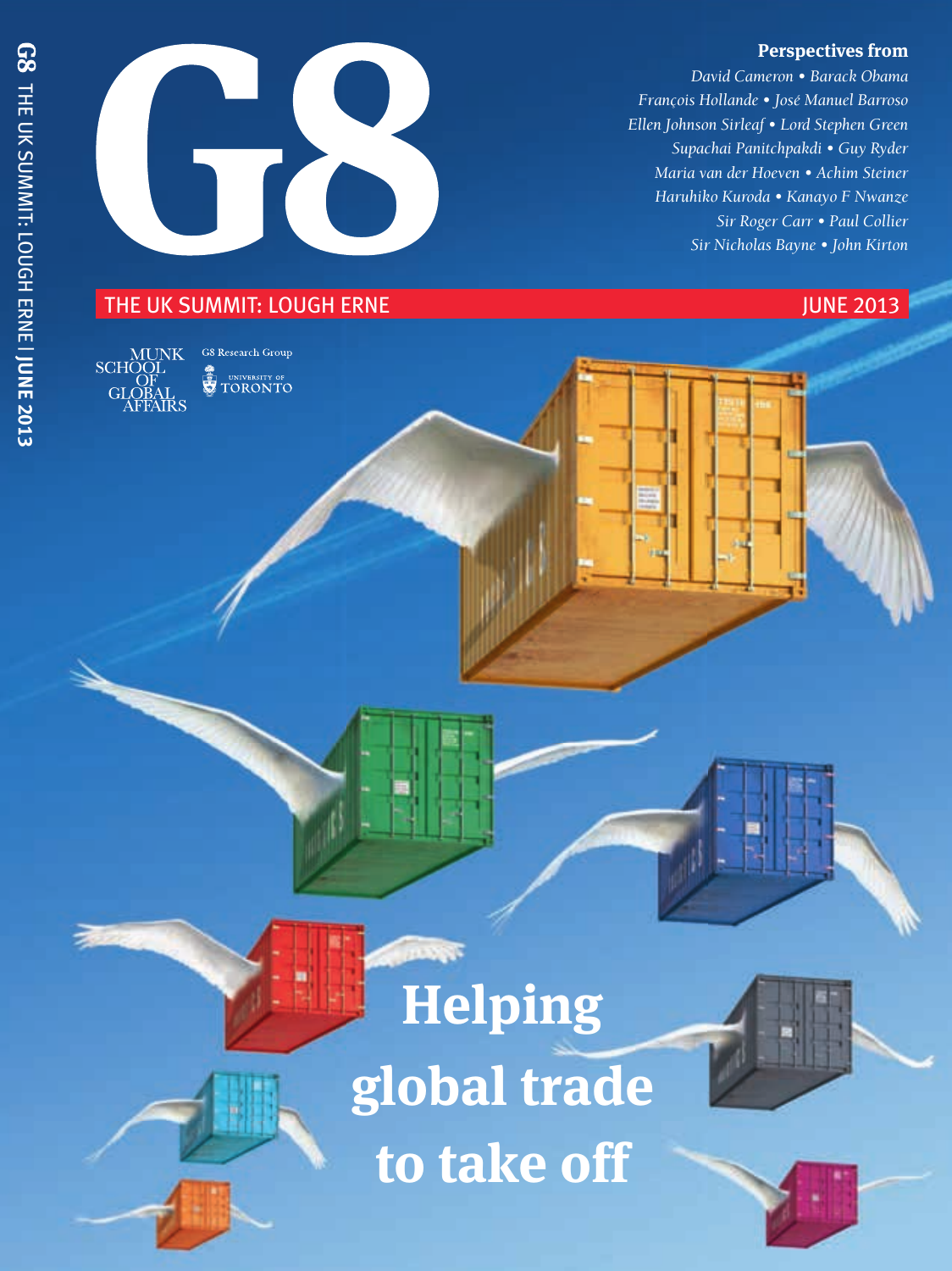# G8

## THE UK SUMMIT: LOUGH ERNE

JUNE 2013

**Perspectives from**

*David Cameron • Barack Obama*
*François Hollande • José Manuel Barroso*
*Ellen Johnson Sirleaf • Lord Stephen Green*
*Supachai Panitchpakdi • Guy Ryder*
*Maria van der Hoeven • Achim Steiner*
*Haruhiko Kuroda • Kanayo F Nwanze*
*Sir Roger Carr • Paul Collier*
*Sir Nicholas Bayne • John Kirton*

MUNK SCHOOL OF GLOBAL AFFAIRS

G8 Research Group

UNIVERSITY OF TORONTO

# Helping global trade to take off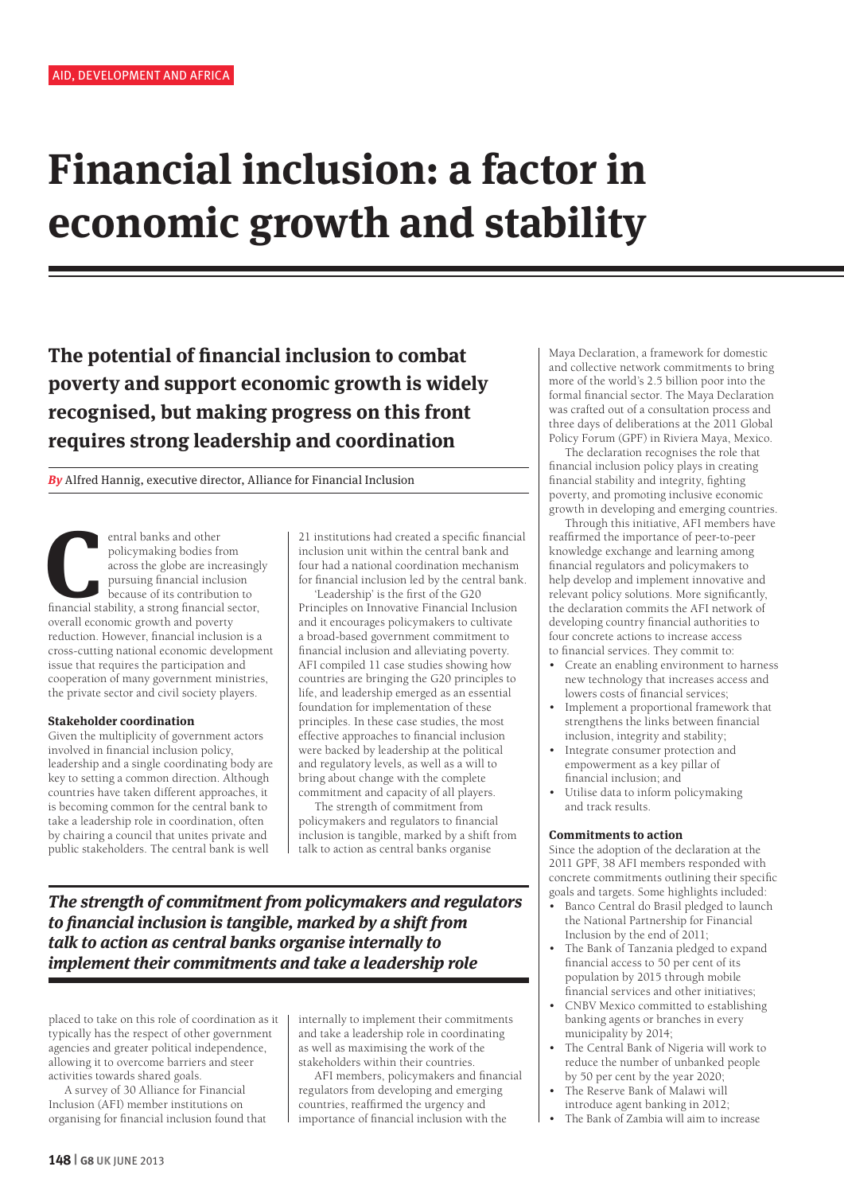AID, DEVELOPMENT AND AFRICA

# Financial inclusion: a factor in economic growth and stability

## The potential of financial inclusion to combat poverty and support economic growth is widely recognised, but making progress on this front requires strong leadership and coordination

*By* Alfred Hannig, executive director, Alliance for Financial Inclusion

Central banks and other policymaking bodies from across the globe are increasingly pursuing financial inclusion because of its contribution to financial stability, a strong financial sector, overall economic growth and poverty reduction. However, financial inclusion is a cross-cutting national economic development issue that requires the participation and cooperation of many government ministries, the private sector and civil society players.

### Stakeholder coordination

Given the multiplicity of government actors involved in financial inclusion policy, leadership and a single coordinating body are key to setting a common direction. Although countries have taken different approaches, it is becoming common for the central bank to take a leadership role in coordination, often by chairing a council that unites private and public stakeholders. The central bank is well placed to take on this role of coordination as it typically has the respect of other government agencies and greater political independence, allowing it to overcome barriers and steer activities towards shared goals.

A survey of 30 Alliance for Financial Inclusion (AFI) member institutions on organising for financial inclusion found that 21 institutions had created a specific financial inclusion unit within the central bank and four had a national coordination mechanism for financial inclusion led by the central bank.

'Leadership' is the first of the G20 Principles on Innovative Financial Inclusion and it encourages policymakers to cultivate a broad-based government commitment to financial inclusion and alleviating poverty. AFI compiled 11 case studies showing how countries are bringing the G20 principles to life, and leadership emerged as an essential foundation for implementation of these principles. In these case studies, the most effective approaches to financial inclusion were backed by leadership at the political and regulatory levels, as well as a will to bring about change with the complete commitment and capacity of all players.

The strength of commitment from policymakers and regulators to financial inclusion is tangible, marked by a shift from talk to action as central banks organise internally to implement their commitments and take a leadership role in coordinating as well as maximising the work of the stakeholders within their countries.

> ***The strength of commitment from policymakers and regulators to financial inclusion is tangible, marked by a shift from talk to action as central banks organise internally to implement their commitments and take a leadership role***

AFI members, policymakers and financial regulators from developing and emerging countries, reaffirmed the urgency and importance of financial inclusion with the Maya Declaration, a framework for domestic and collective network commitments to bring more of the world's 2.5 billion poor into the formal financial sector. The Maya Declaration was crafted out of a consultation process and three days of deliberations at the 2011 Global Policy Forum (GPF) in Riviera Maya, Mexico.

The declaration recognises the role that financial inclusion policy plays in creating financial stability and integrity, fighting poverty, and promoting inclusive economic growth in developing and emerging countries.

Through this initiative, AFI members have reaffirmed the importance of peer-to-peer knowledge exchange and learning among financial regulators and policymakers to help develop and implement innovative and relevant policy solutions. More significantly, the declaration commits the AFI network of developing country financial authorities to four concrete actions to increase access to financial services. They commit to:

- Create an enabling environment to harness new technology that increases access and lowers costs of financial services;
- Implement a proportional framework that strengthens the links between financial inclusion, integrity and stability;
- Integrate consumer protection and empowerment as a key pillar of financial inclusion; and
- Utilise data to inform policymaking and track results.

### Commitments to action

Since the adoption of the declaration at the 2011 GPF, 38 AFI members responded with concrete commitments outlining their specific goals and targets. Some highlights included:

- Banco Central do Brasil pledged to launch the National Partnership for Financial Inclusion by the end of 2011;
- The Bank of Tanzania pledged to expand financial access to 50 per cent of its population by 2015 through mobile financial services and other initiatives;
- CNBV Mexico committed to establishing banking agents or branches in every municipality by 2014;
- The Central Bank of Nigeria will work to reduce the number of unbanked people by 50 per cent by the year 2020;
- The Reserve Bank of Malawi will introduce agent banking in 2012;
- The Bank of Zambia will aim to increase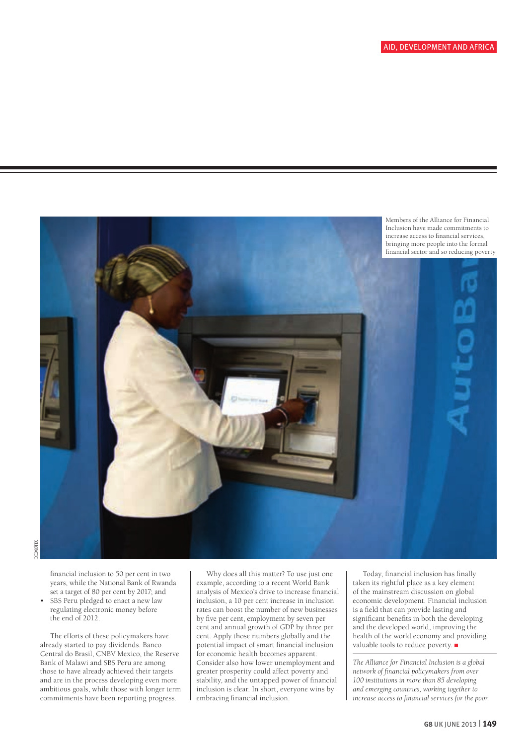Members of the Alliance for Financial Inclusion have made commitments to increase access to financial services, bringing more people into the formal financial sector and so reducing poverty

financial inclusion to 50 per cent in two years, while the National Bank of Rwanda set a target of 80 per cent by 2017; and

- SBS Peru pledged to enact a new law regulating electronic money before the end of 2012.

The efforts of these policymakers have already started to pay dividends. Banco Central do Brasil, CNBV Mexico, the Reserve Bank of Malawi and SBS Peru are among those to have already achieved their targets and are in the process developing even more ambitious goals, while those with longer term commitments have been reporting progress.

Why does all this matter? To use just one example, according to a recent World Bank analysis of Mexico's drive to increase financial inclusion, a 10 per cent increase in inclusion rates can boost the number of new businesses by five per cent, employment by seven per cent and annual growth of GDP by three per cent. Apply those numbers globally and the potential impact of smart financial inclusion for economic health becomes apparent. Consider also how lower unemployment and greater prosperity could affect poverty and stability, and the untapped power of financial inclusion is clear. In short, everyone wins by embracing financial inclusion.

Today, financial inclusion has finally taken its rightful place as a key element of the mainstream discussion on global economic development. Financial inclusion is a field that can provide lasting and significant benefits in both the developing and the developed world, improving the health of the world economy and providing valuable tools to reduce poverty. ■

*The Alliance for Financial Inclusion is a global network of financial policymakers from over 100 institutions in more than 85 developing and emerging countries, working together to increase access to financial services for the poor.*